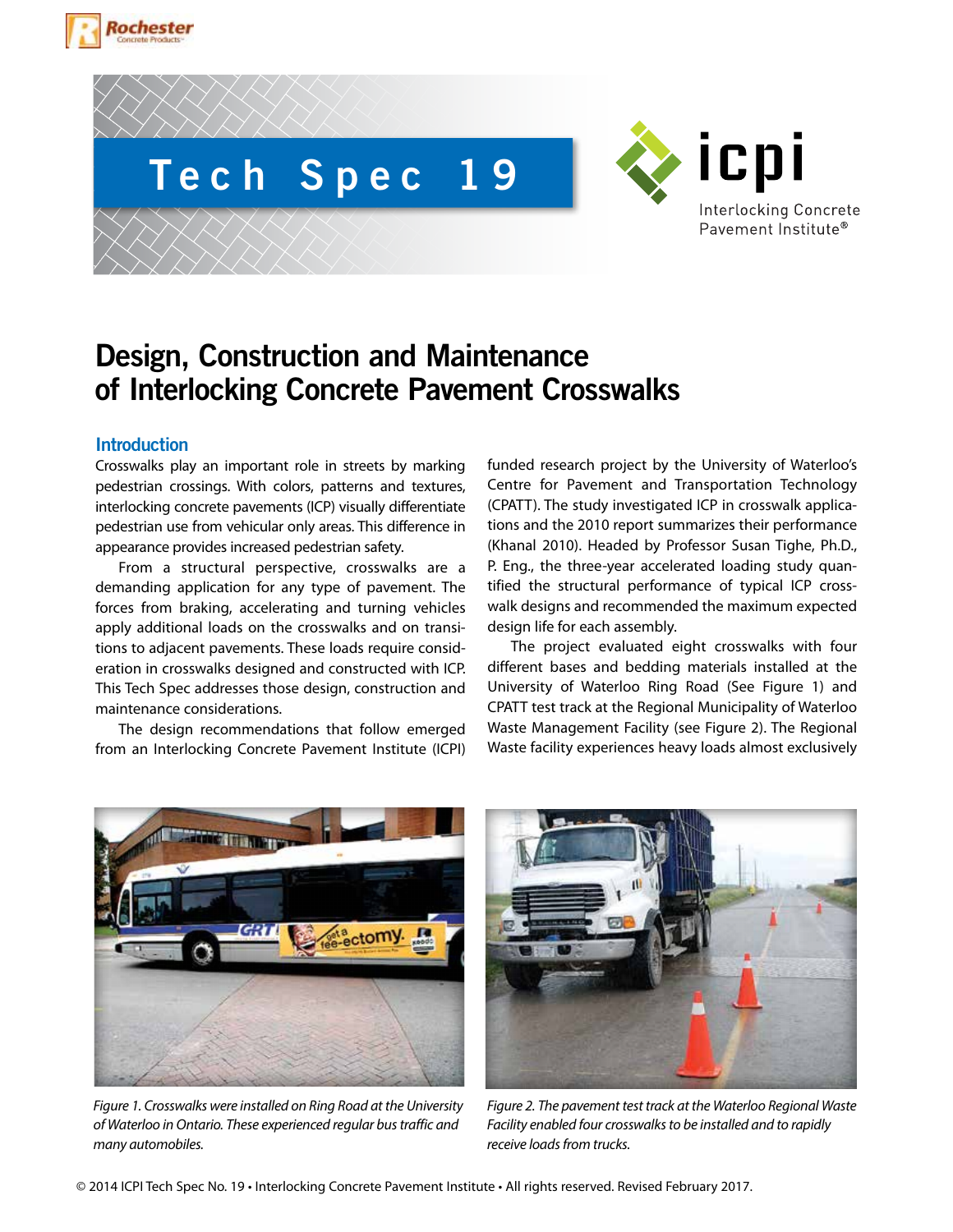# Tech Spec 19

# Design, Construction and Maintenance of Interlocking Concrete Pavement Crosswalks

## Introduction

Crosswalks play an important role in streets by marking pedestrian crossings. With colors, patterns and textures, interlocking concrete pavements (ICP) visually differentiate pedestrian use from vehicular only areas. This difference in appearance provides increased pedestrian safety.

From a structural perspective, crosswalks are a demanding application for any type of pavement. The forces from braking, accelerating and turning vehicles apply additional loads on the crosswalks and on transitions to adjacent pavements. These loads require consideration in crosswalks designed and constructed with ICP. This Tech Spec addresses those design, construction and maintenance considerations.

The design recommendations that follow emerged from an Interlocking Concrete Pavement Institute (ICPI) funded research project by the University of Waterloo's Centre for Pavement and Transportation Technology (CPATT). The study investigated ICP in crosswalk applications and the 2010 report summarizes their performance (Khanal 2010). Headed by Professor Susan Tighe, Ph.D., P. Eng., the three-year accelerated loading study quantified the structural performance of typical ICP crosswalk designs and recommended the maximum expected design life for each assembly.

The project evaluated eight crosswalks with four different bases and bedding materials installed at the University of Waterloo Ring Road (See Figure 1) and CPATT test track at the Regional Municipality of Waterloo Waste Management Facility (see Figure 2). The Regional Waste facility experiences heavy loads almost exclusively

*Figure 1. Crosswalks were installed on Ring Road at the University of Waterloo in Ontario. These experienced regular bus traffic and many automobiles.*

*Figure 2. The pavement test track at the Waterloo Regional Waste Facility enabled four crosswalks to be installed and to rapidly receive loads from trucks.*

© 2014 ICPI Tech Spec No. 19 • Interlocking Concrete Pavement Institute • All rights reserved. Revised February 2017.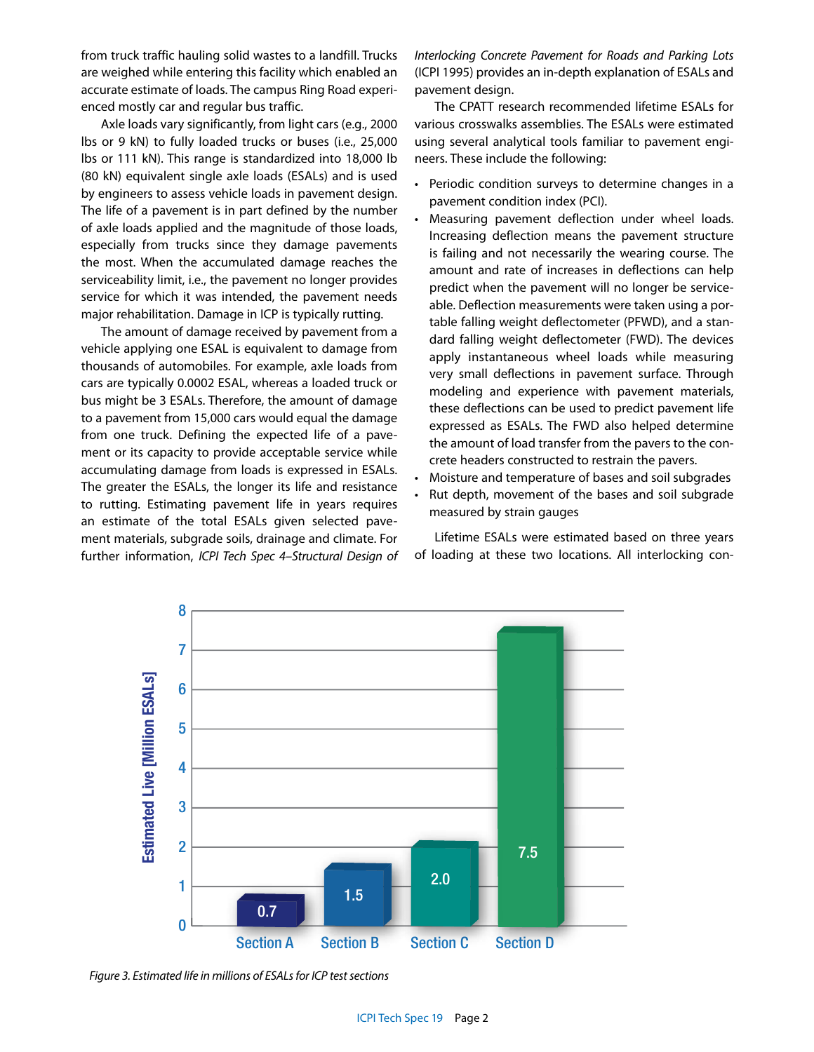from truck traffic hauling solid wastes to a landfill. Trucks are weighed while entering this facility which enabled an accurate estimate of loads. The campus Ring Road experienced mostly car and regular bus traffic.

Axle loads vary significantly, from light cars (e.g., 2000 lbs or 9 kN) to fully loaded trucks or buses (i.e., 25,000 lbs or 111 kN). This range is standardized into 18,000 lb (80 kN) equivalent single axle loads (ESALs) and is used by engineers to assess vehicle loads in pavement design. The life of a pavement is in part defined by the number of axle loads applied and the magnitude of those loads, especially from trucks since they damage pavements the most. When the accumulated damage reaches the serviceability limit, i.e., the pavement no longer provides service for which it was intended, the pavement needs major rehabilitation. Damage in ICP is typically rutting.

The amount of damage received by pavement from a vehicle applying one ESAL is equivalent to damage from thousands of automobiles. For example, axle loads from cars are typically 0.0002 ESAL, whereas a loaded truck or bus might be 3 ESALs. Therefore, the amount of damage to a pavement from 15,000 cars would equal the damage from one truck. Defining the expected life of a pavement or its capacity to provide acceptable service while accumulating damage from loads is expressed in ESALs. The greater the ESALs, the longer its life and resistance to rutting. Estimating pavement life in years requires an estimate of the total ESALs given selected pavement materials, subgrade soils, drainage and climate. For further information, *ICPI Tech Spec 4–Structural Design of Interlocking Concrete Pavement for Roads and Parking Lots* (ICPI 1995) provides an in-depth explanation of ESALs and pavement design.

The CPATT research recommended lifetime ESALs for various crosswalks assemblies. The ESALs were estimated using several analytical tools familiar to pavement engineers. These include the following:

- Periodic condition surveys to determine changes in a pavement condition index (PCI).
- Measuring pavement deflection under wheel loads. Increasing deflection means the pavement structure is failing and not necessarily the wearing course. The amount and rate of increases in deflections can help predict when the pavement will no longer be serviceable. Deflection measurements were taken using a portable falling weight deflectometer (PFWD), and a standard falling weight deflectometer (FWD). The devices apply instantaneous wheel loads while measuring very small deflections in pavement surface. Through modeling and experience with pavement materials, these deflections can be used to predict pavement life expressed as ESALs. The FWD also helped determine the amount of load transfer from the pavers to the concrete headers constructed to restrain the pavers.
- Moisture and temperature of bases and soil subgrades
- Rut depth, movement of the bases and soil subgrade measured by strain gauges

Lifetime ESALs were estimated based on three years of loading at these two locations. All interlocking con-

| Section | Estimated Live [Million ESALs] |
|---|---|
| Section A | 0.7 |
| Section B | 1.5 |
| Section C | 2.0 |
| Section D | 7.5 |

*Figure 3. Estimated life in millions of ESALs for ICP test sections*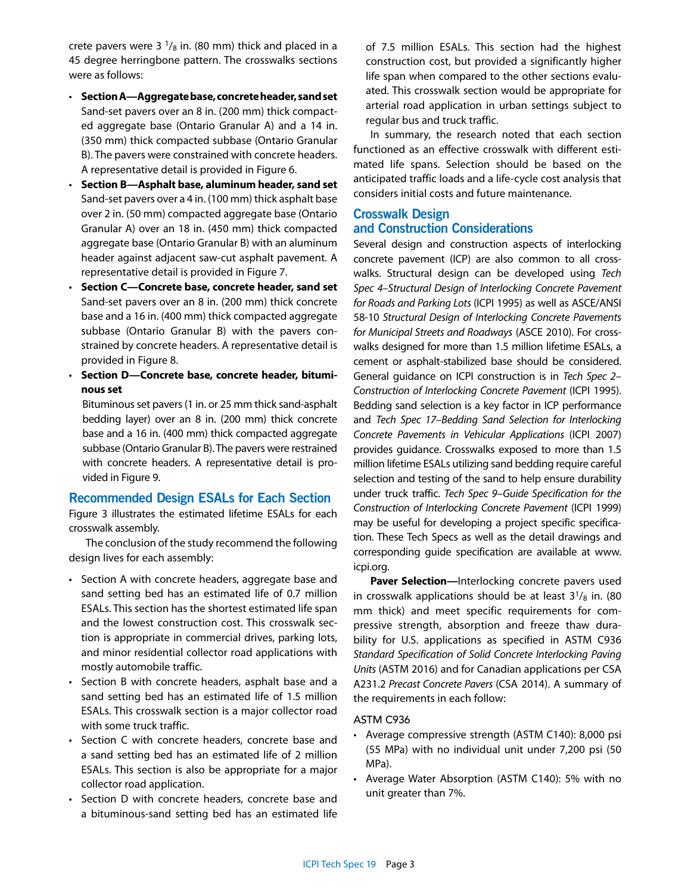crete pavers were 3 $^{1}/_{8}$ in. (80 mm) thick and placed in a 45 degree herringbone pattern. The crosswalks sections were as follows:

- **Section A—Aggregate base, concrete header, sand set** Sand-set pavers over an 8 in. (200 mm) thick compacted aggregate base (Ontario Granular A) and a 14 in. (350 mm) thick compacted subbase (Ontario Granular B). The pavers were constrained with concrete headers. A representative detail is provided in Figure 6.
- **Section B—Asphalt base, aluminum header, sand set** Sand-set pavers over a 4 in. (100 mm) thick asphalt base over 2 in. (50 mm) compacted aggregate base (Ontario Granular A) over an 18 in. (450 mm) thick compacted aggregate base (Ontario Granular B) with an aluminum header against adjacent saw-cut asphalt pavement. A representative detail is provided in Figure 7.
- **Section C—Concrete base, concrete header, sand set** Sand-set pavers over an 8 in. (200 mm) thick concrete base and a 16 in. (400 mm) thick compacted aggregate subbase (Ontario Granular B) with the pavers constrained by concrete headers. A representative detail is provided in Figure 8.
- **Section D—Concrete base, concrete header, bituminous set**

  Bituminous set pavers (1 in. or 25 mm thick sand-asphalt bedding layer) over an 8 in. (200 mm) thick concrete base and a 16 in. (400 mm) thick compacted aggregate subbase (Ontario Granular B). The pavers were restrained with concrete headers. A representative detail is provided in Figure 9.

## Recommended Design ESALs for Each Section

Figure 3 illustrates the estimated lifetime ESALs for each crosswalk assembly.

The conclusion of the study recommend the following design lives for each assembly:

- Section A with concrete headers, aggregate base and sand setting bed has an estimated life of 0.7 million ESALs. This section has the shortest estimated life span and the lowest construction cost. This crosswalk section is appropriate in commercial drives, parking lots, and minor residential collector road applications with mostly automobile traffic.
- Section B with concrete headers, asphalt base and a sand setting bed has an estimated life of 1.5 million ESALs. This crosswalk section is a major collector road with some truck traffic.
- Section C with concrete headers, concrete base and a sand setting bed has an estimated life of 2 million ESALs. This section is also be appropriate for a major collector road application.
- Section D with concrete headers, concrete base and a bituminous-sand setting bed has an estimated life of 7.5 million ESALs. This section had the highest construction cost, but provided a significantly higher life span when compared to the other sections evaluated. This crosswalk section would be appropriate for arterial road application in urban settings subject to regular bus and truck traffic.

In summary, the research noted that each section functioned as an effective crosswalk with different estimated life spans. Selection should be based on the anticipated traffic loads and a life-cycle cost analysis that considers initial costs and future maintenance.

## Crosswalk Design and Construction Considerations

Several design and construction aspects of interlocking concrete pavement (ICP) are also common to all crosswalks. Structural design can be developed using *Tech Spec 4–Structural Design of Interlocking Concrete Pavement for Roads and Parking Lots* (ICPI 1995) as well as ASCE/ANSI 58-10 *Structural Design of Interlocking Concrete Pavements for Municipal Streets and Roadways* (ASCE 2010). For crosswalks designed for more than 1.5 million lifetime ESALs, a cement or asphalt-stabilized base should be considered. General guidance on ICPI construction is in *Tech Spec 2–Construction of Interlocking Concrete Pavement* (ICPI 1995). Bedding sand selection is a key factor in ICP performance and *Tech Spec 17–Bedding Sand Selection for Interlocking Concrete Pavements in Vehicular Applications* (ICPI 2007) provides guidance. Crosswalks exposed to more than 1.5 million lifetime ESALs utilizing sand bedding require careful selection and testing of the sand to help ensure durability under truck traffic. *Tech Spec 9–Guide Specification for the Construction of Interlocking Concrete Pavement* (ICPI 1999) may be useful for developing a project specific specification. These Tech Specs as well as the detail drawings and corresponding guide specification are available at www.icpi.org.

**Paver Selection—**Interlocking concrete pavers used in crosswalk applications should be at least $3^{1}/_{8}$ in. (80 mm thick) and meet specific requirements for compressive strength, absorption and freeze thaw durability for U.S. applications as specified in ASTM C936 *Standard Specification of Solid Concrete Interlocking Paving Units* (ASTM 2016) and for Canadian applications per CSA A231.2 *Precast Concrete Pavers* (CSA 2014). A summary of the requirements in each follow:

ASTM C936

- Average compressive strength (ASTM C140): 8,000 psi (55 MPa) with no individual unit under 7,200 psi (50 MPa).
- Average Water Absorption (ASTM C140): 5% with no unit greater than 7%.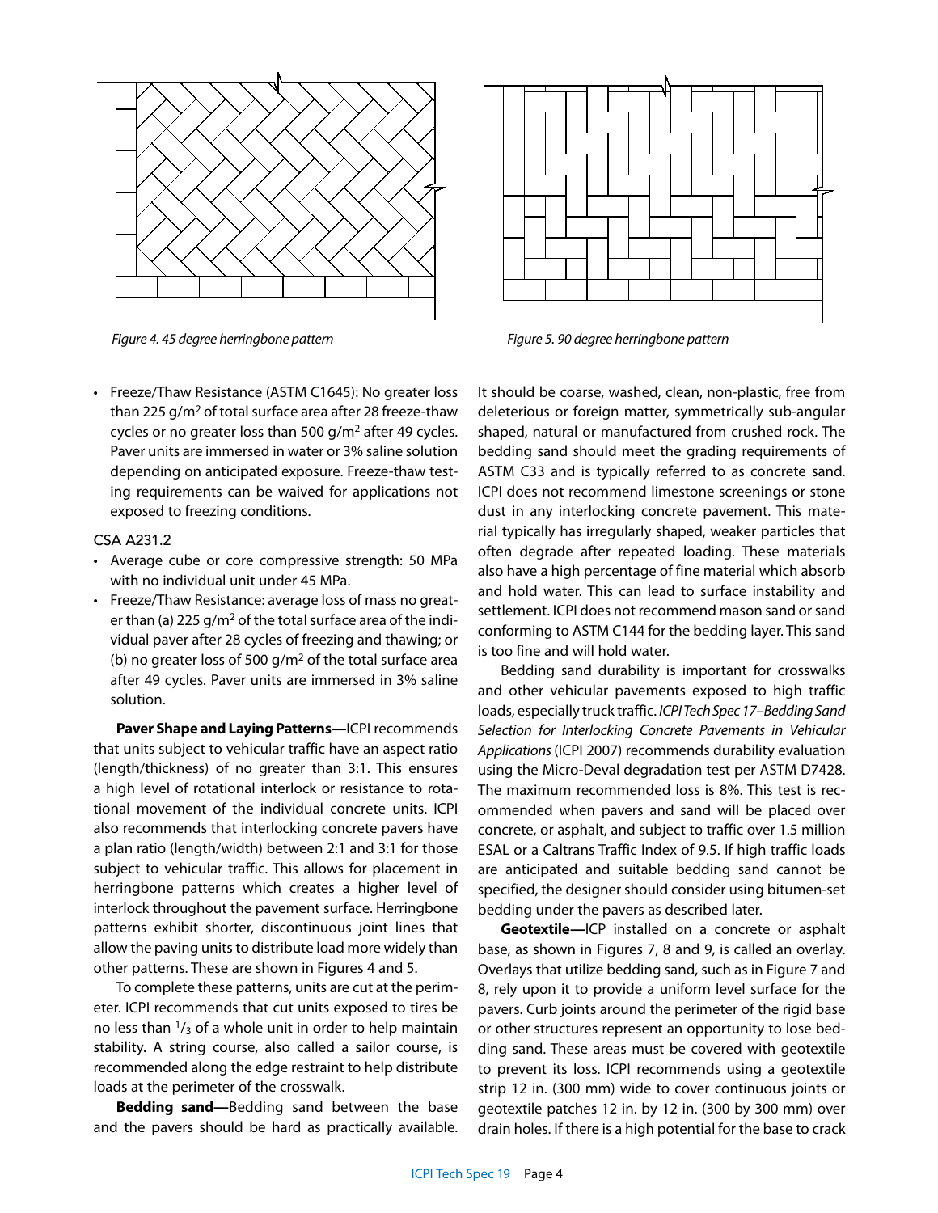Figure 4. 45 degree herringbone pattern

Figure 5. 90 degree herringbone pattern

- Freeze/Thaw Resistance (ASTM C1645): No greater loss than 225 g/m$^2$ of total surface area after 28 freeze-thaw cycles or no greater loss than 500 g/m$^2$ after 49 cycles. Paver units are immersed in water or 3% saline solution depending on anticipated exposure. Freeze-thaw testing requirements can be waived for applications not exposed to freezing conditions.

CSA A231.2

- Average cube or core compressive strength: 50 MPa with no individual unit under 45 MPa.
- Freeze/Thaw Resistance: average loss of mass no greater than (a) 225 g/m$^2$ of the total surface area of the individual paver after 28 cycles of freezing and thawing; or (b) no greater loss of 500 g/m$^2$ of the total surface area after 49 cycles. Paver units are immersed in 3% saline solution.

**Paver Shape and Laying Patterns—**ICPI recommends that units subject to vehicular traffic have an aspect ratio (length/thickness) of no greater than 3:1. This ensures a high level of rotational interlock or resistance to rotational movement of the individual concrete units. ICPI also recommends that interlocking concrete pavers have a plan ratio (length/width) between 2:1 and 3:1 for those subject to vehicular traffic. This allows for placement in herringbone patterns which creates a higher level of interlock throughout the pavement surface. Herringbone patterns exhibit shorter, discontinuous joint lines that allow the paving units to distribute load more widely than other patterns. These are shown in Figures 4 and 5.

To complete these patterns, units are cut at the perimeter. ICPI recommends that cut units exposed to tires be no less than $^1/_3$ of a whole unit in order to help maintain stability. A string course, also called a sailor course, is recommended along the edge restraint to help distribute loads at the perimeter of the crosswalk.

**Bedding sand—**Bedding sand between the base and the pavers should be hard as practically available. It should be coarse, washed, clean, non-plastic, free from deleterious or foreign matter, symmetrically sub-angular shaped, natural or manufactured from crushed rock. The bedding sand should meet the grading requirements of ASTM C33 and is typically referred to as concrete sand. ICPI does not recommend limestone screenings or stone dust in any interlocking concrete pavement. This material typically has irregularly shaped, weaker particles that often degrade after repeated loading. These materials also have a high percentage of fine material which absorb and hold water. This can lead to surface instability and settlement. ICPI does not recommend mason sand or sand conforming to ASTM C144 for the bedding layer. This sand is too fine and will hold water.

Bedding sand durability is important for crosswalks and other vehicular pavements exposed to high traffic loads, especially truck traffic. *ICPI Tech Spec 17–Bedding Sand Selection for Interlocking Concrete Pavements in Vehicular Applications* (ICPI 2007) recommends durability evaluation using the Micro-Deval degradation test per ASTM D7428. The maximum recommended loss is 8%. This test is recommended when pavers and sand will be placed over concrete, or asphalt, and subject to traffic over 1.5 million ESAL or a Caltrans Traffic Index of 9.5. If high traffic loads are anticipated and suitable bedding sand cannot be specified, the designer should consider using bitumen-set bedding under the pavers as described later.

**Geotextile—**ICP installed on a concrete or asphalt base, as shown in Figures 7, 8 and 9, is called an overlay. Overlays that utilize bedding sand, such as in Figure 7 and 8, rely upon it to provide a uniform level surface for the pavers. Curb joints around the perimeter of the rigid base or other structures represent an opportunity to lose bedding sand. These areas must be covered with geotextile to prevent its loss. ICPI recommends using a geotextile strip 12 in. (300 mm) wide to cover continuous joints or geotextile patches 12 in. by 12 in. (300 by 300 mm) over drain holes. If there is a high potential for the base to crack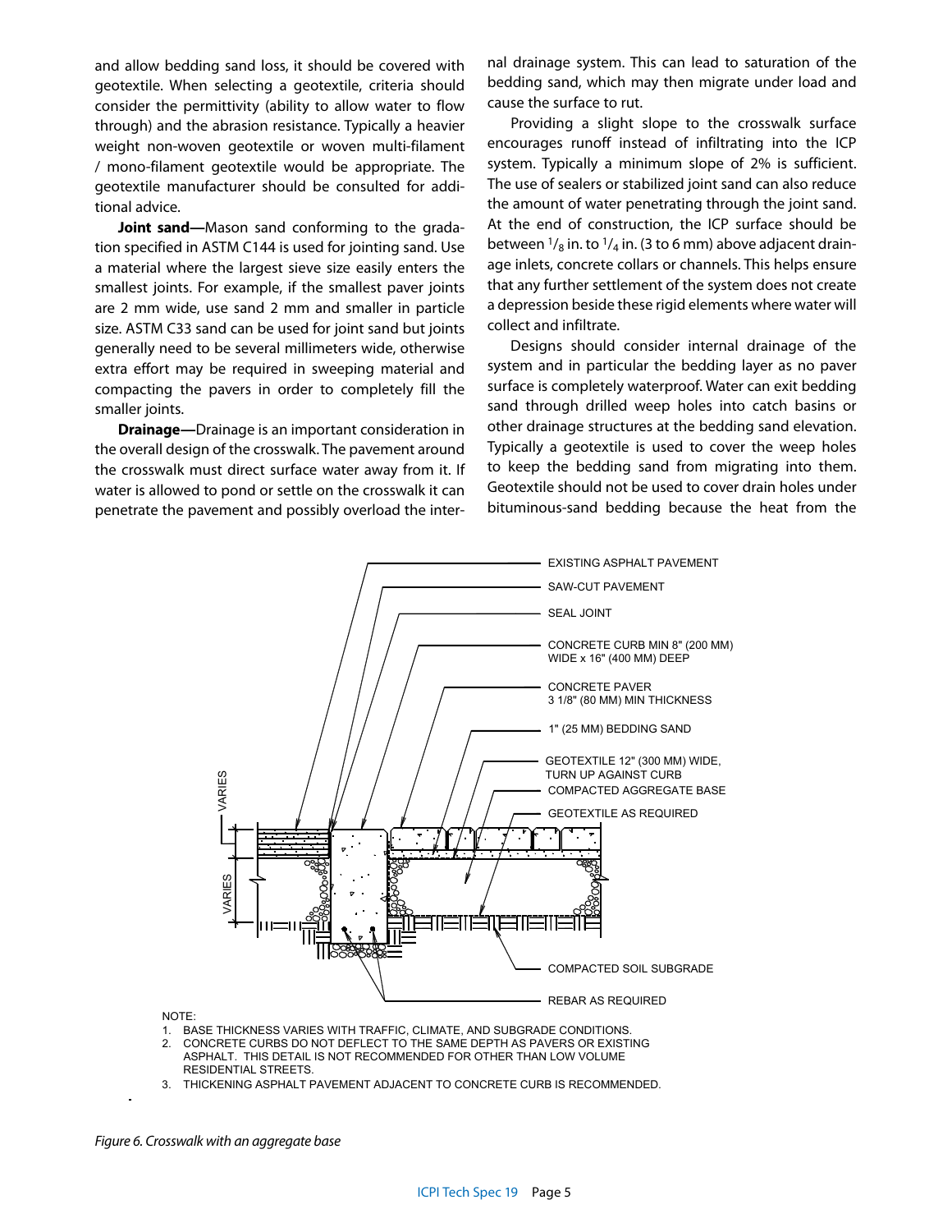and allow bedding sand loss, it should be covered with geotextile. When selecting a geotextile, criteria should consider the permittivity (ability to allow water to flow through) and the abrasion resistance. Typically a heavier weight non-woven geotextile or woven multi-filament / mono-filament geotextile would be appropriate. The geotextile manufacturer should be consulted for additional advice.

**Joint sand—**Mason sand conforming to the gradation specified in ASTM C144 is used for jointing sand. Use a material where the largest sieve size easily enters the smallest joints. For example, if the smallest paver joints are 2 mm wide, use sand 2 mm and smaller in particle size. ASTM C33 sand can be used for joint sand but joints generally need to be several millimeters wide, otherwise extra effort may be required in sweeping material and compacting the pavers in order to completely fill the smaller joints.

**Drainage—**Drainage is an important consideration in the overall design of the crosswalk. The pavement around the crosswalk must direct surface water away from it. If water is allowed to pond or settle on the crosswalk it can penetrate the pavement and possibly overload the internal drainage system. This can lead to saturation of the bedding sand, which may then migrate under load and cause the surface to rut.

Providing a slight slope to the crosswalk surface encourages runoff instead of infiltrating into the ICP system. Typically a minimum slope of 2% is sufficient. The use of sealers or stabilized joint sand can also reduce the amount of water penetrating through the joint sand. At the end of construction, the ICP surface should be between 1/8 in. to 1/4 in. (3 to 6 mm) above adjacent drainage inlets, concrete collars or channels. This helps ensure that any further settlement of the system does not create a depression beside these rigid elements where water will collect and infiltrate.

Designs should consider internal drainage of the system and in particular the bedding layer as no paver surface is completely waterproof. Water can exit bedding sand through drilled weep holes into catch basins or other drainage structures at the bedding sand elevation. Typically a geotextile is used to cover the weep holes to keep the bedding sand from migrating into them. Geotextile should not be used to cover drain holes under bituminous-sand bedding because the heat from the

EXISTING ASPHALT PAVEMENT
SAW-CUT PAVEMENT
SEAL JOINT
CONCRETE CURB MIN 8" (200 MM) WIDE x 16" (400 MM) DEEP
CONCRETE PAVER 3 1/8" (80 MM) MIN THICKNESS
1" (25 MM) BEDDING SAND
GEOTEXTILE 12" (300 MM) WIDE, TURN UP AGAINST CURB
COMPACTED AGGREGATE BASE
GEOTEXTILE AS REQUIRED
COMPACTED SOIL SUBGRADE
REBAR AS REQUIRED
VARIES
VARIES

NOTE:
1. BASE THICKNESS VARIES WITH TRAFFIC, CLIMATE, AND SUBGRADE CONDITIONS.
2. CONCRETE CURBS DO NOT DEFLECT TO THE SAME DEPTH AS PAVERS OR EXISTING ASPHALT. THIS DETAIL IS NOT RECOMMENDED FOR OTHER THAN LOW VOLUME RESIDENTIAL STREETS.
3. THICKENING ASPHALT PAVEMENT ADJACENT TO CONCRETE CURB IS RECOMMENDED.

*Figure 6. Crosswalk with an aggregate base*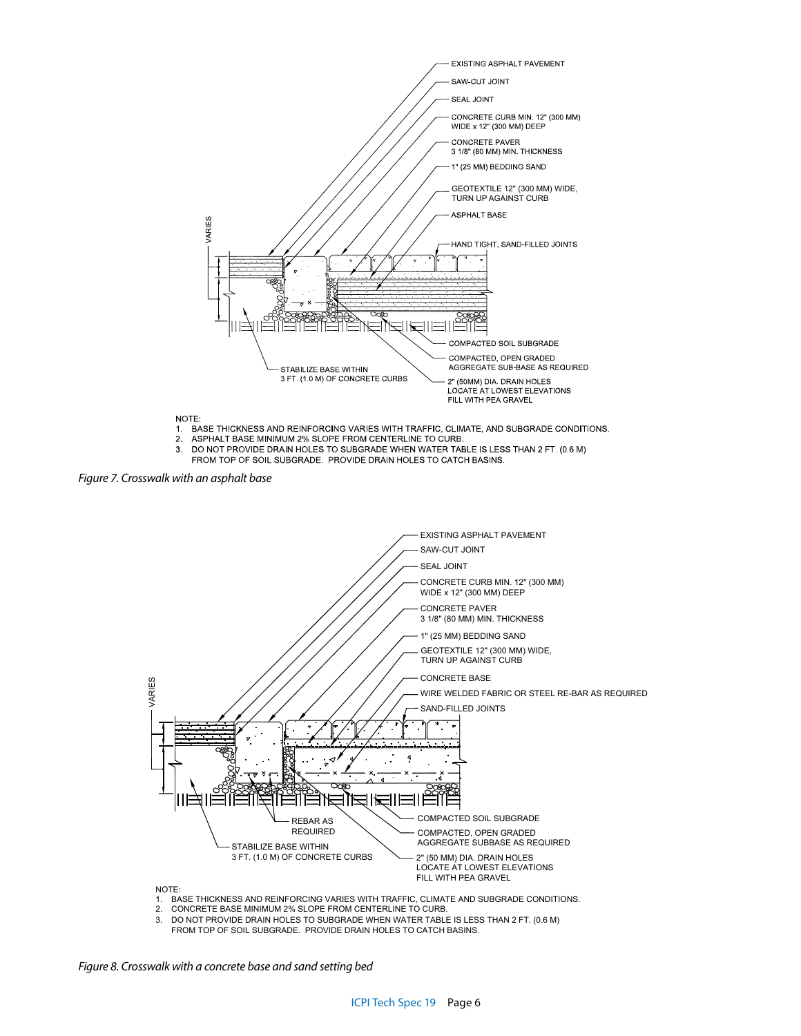EXISTING ASPHALT PAVEMENT

SAW-CUT JOINT

SEAL JOINT

CONCRETE CURB MIN. 12" (300 MM) WIDE x 12" (300 MM) DEEP

CONCRETE PAVER 3 1/8" (80 MM) MIN. THICKNESS

1" (25 MM) BEDDING SAND

GEOTEXTILE 12" (300 MM) WIDE, TURN UP AGAINST CURB

ASPHALT BASE

HAND TIGHT, SAND-FILLED JOINTS

VARIES

COMPACTED SOIL SUBGRADE

COMPACTED, OPEN GRADED AGGREGATE SUB-BASE AS REQUIRED

STABILIZE BASE WITHIN 3 FT. (1.0 M) OF CONCRETE CURBS

2" (50MM) DIA. DRAIN HOLES LOCATE AT LOWEST ELEVATIONS FILL WITH PEA GRAVEL

NOTE:

1. BASE THICKNESS AND REINFORCING VARIES WITH TRAFFIC, CLIMATE, AND SUBGRADE CONDITIONS.
2. ASPHALT BASE MINIMUM 2% SLOPE FROM CENTERLINE TO CURB.
3. DO NOT PROVIDE DRAIN HOLES TO SUBGRADE WHEN WATER TABLE IS LESS THAN 2 FT. (0.6 M) FROM TOP OF SOIL SUBGRADE. PROVIDE DRAIN HOLES TO CATCH BASINS.

*Figure 7. Crosswalk with an asphalt base*

EXISTING ASPHALT PAVEMENT

SAW-CUT JOINT

SEAL JOINT

CONCRETE CURB MIN. 12" (300 MM) WIDE x 12" (300 MM) DEEP

CONCRETE PAVER 3 1/8" (80 MM) MIN. THICKNESS

1" (25 MM) BEDDING SAND

GEOTEXTILE 12" (300 MM) WIDE, TURN UP AGAINST CURB

CONCRETE BASE

WIRE WELDED FABRIC OR STEEL RE-BAR AS REQUIRED

SAND-FILLED JOINTS

VARIES

REBAR AS REQUIRED

STABILIZE BASE WITHIN 3 FT. (1.0 M) OF CONCRETE CURBS

COMPACTED SOIL SUBGRADE

COMPACTED, OPEN GRADED AGGREGATE SUBBASE AS REQUIRED

2" (50 MM) DIA. DRAIN HOLES LOCATE AT LOWEST ELEVATIONS FILL WITH PEA GRAVEL

NOTE:

1. BASE THICKNESS AND REINFORCING VARIES WITH TRAFFIC, CLIMATE AND SUBGRADE CONDITIONS.
2. CONCRETE BASE MINIMUM 2% SLOPE FROM CENTERLINE TO CURB.
3. DO NOT PROVIDE DRAIN HOLES TO SUBGRADE WHEN WATER TABLE IS LESS THAN 2 FT. (0.6 M) FROM TOP OF SOIL SUBGRADE. PROVIDE DRAIN HOLES TO CATCH BASINS.

*Figure 8. Crosswalk with a concrete base and sand setting bed*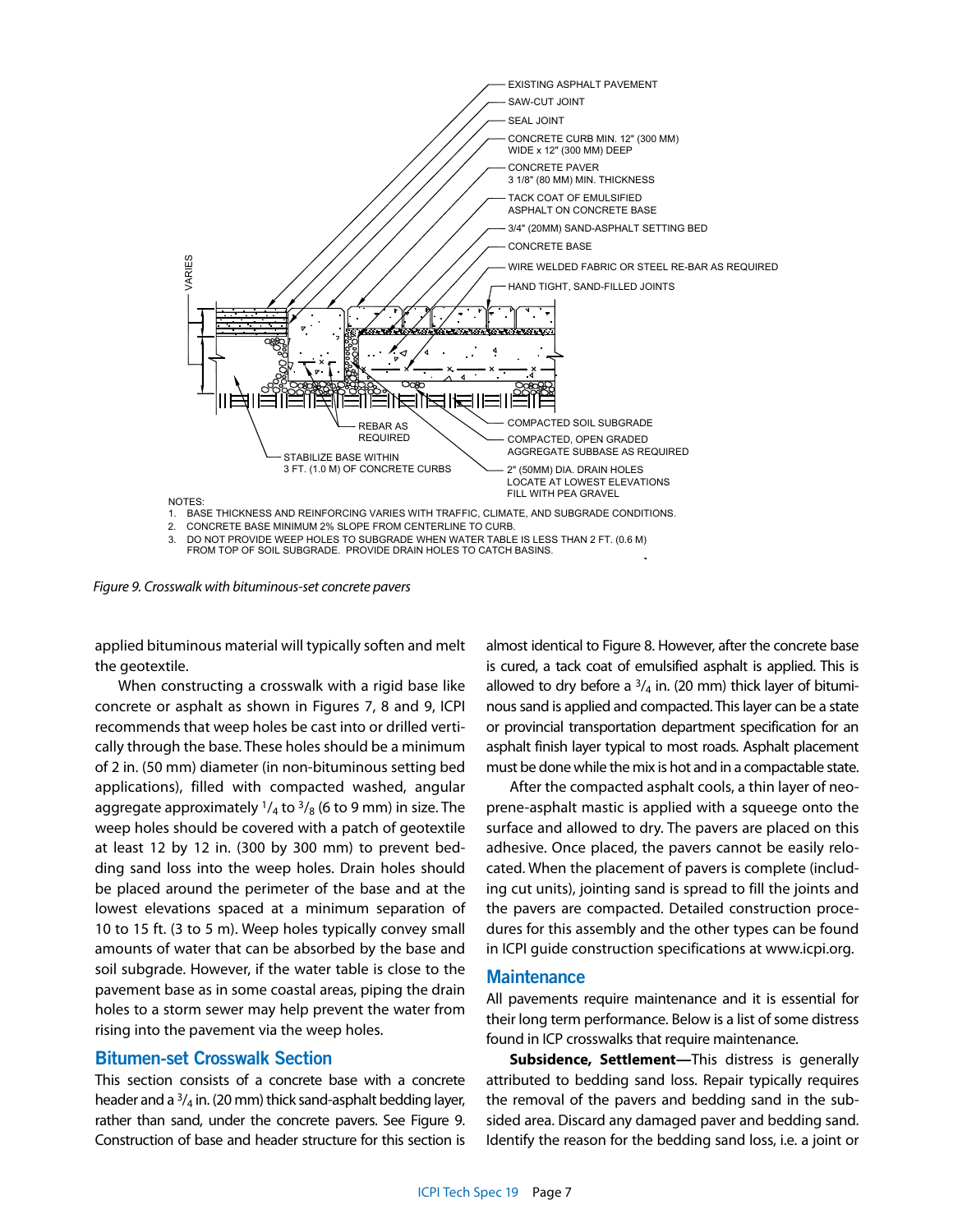EXISTING ASPHALT PAVEMENT

SAW-CUT JOINT

SEAL JOINT

CONCRETE CURB MIN. 12" (300 MM) WIDE x 12" (300 MM) DEEP

CONCRETE PAVER 3 1/8" (80 MM) MIN. THICKNESS

TACK COAT OF EMULSIFIED ASPHALT ON CONCRETE BASE

3/4" (20MM) SAND-ASPHALT SETTING BED

CONCRETE BASE

WIRE WELDED FABRIC OR STEEL RE-BAR AS REQUIRED

HAND TIGHT, SAND-FILLED JOINTS

VARIES

REBAR AS REQUIRED

STABILIZE BASE WITHIN 3 FT. (1.0 M) OF CONCRETE CURBS

COMPACTED SOIL SUBGRADE

COMPACTED, OPEN GRADED AGGREGATE SUBBASE AS REQUIRED

2" (50MM) DIA. DRAIN HOLES LOCATE AT LOWEST ELEVATIONS FILL WITH PEA GRAVEL

NOTES:

1. BASE THICKNESS AND REINFORCING VARIES WITH TRAFFIC, CLIMATE, AND SUBGRADE CONDITIONS.
2. CONCRETE BASE MINIMUM 2% SLOPE FROM CENTERLINE TO CURB.
3. DO NOT PROVIDE WEEP HOLES TO SUBGRADE WHEN WATER TABLE IS LESS THAN 2 FT. (0.6 M) FROM TOP OF SOIL SUBGRADE. PROVIDE DRAIN HOLES TO CATCH BASINS.

*Figure 9. Crosswalk with bituminous-set concrete pavers*

applied bituminous material will typically soften and melt the geotextile.

When constructing a crosswalk with a rigid base like concrete or asphalt as shown in Figures 7, 8 and 9, ICPI recommends that weep holes be cast into or drilled vertically through the base. These holes should be a minimum of 2 in. (50 mm) diameter (in non-bituminous setting bed applications), filled with compacted washed, angular aggregate approximately $^1/_4$ to $^3/_8$ (6 to 9 mm) in size. The weep holes should be covered with a patch of geotextile at least 12 by 12 in. (300 by 300 mm) to prevent bedding sand loss into the weep holes. Drain holes should be placed around the perimeter of the base and at the lowest elevations spaced at a minimum separation of 10 to 15 ft. (3 to 5 m). Weep holes typically convey small amounts of water that can be absorbed by the base and soil subgrade. However, if the water table is close to the pavement base as in some coastal areas, piping the drain holes to a storm sewer may help prevent the water from rising into the pavement via the weep holes.

## Bitumen-set Crosswalk Section

This section consists of a concrete base with a concrete header and a $^3/_4$ in. (20 mm) thick sand-asphalt bedding layer, rather than sand, under the concrete pavers. See Figure 9. Construction of base and header structure for this section is almost identical to Figure 8. However, after the concrete base is cured, a tack coat of emulsified asphalt is applied. This is allowed to dry before a $^3/_4$ in. (20 mm) thick layer of bituminous sand is applied and compacted. This layer can be a state or provincial transportation department specification for an asphalt finish layer typical to most roads. Asphalt placement must be done while the mix is hot and in a compactable state.

After the compacted asphalt cools, a thin layer of neoprene-asphalt mastic is applied with a squeege onto the surface and allowed to dry. The pavers are placed on this adhesive. Once placed, the pavers cannot be easily relocated. When the placement of pavers is complete (including cut units), jointing sand is spread to fill the joints and the pavers are compacted. Detailed construction procedures for this assembly and the other types can be found in ICPI guide construction specifications at www.icpi.org.

## Maintenance

All pavements require maintenance and it is essential for their long term performance. Below is a list of some distress found in ICP crosswalks that require maintenance.

**Subsidence, Settlement—**This distress is generally attributed to bedding sand loss. Repair typically requires the removal of the pavers and bedding sand in the subsided area. Discard any damaged paver and bedding sand. Identify the reason for the bedding sand loss, i.e. a joint or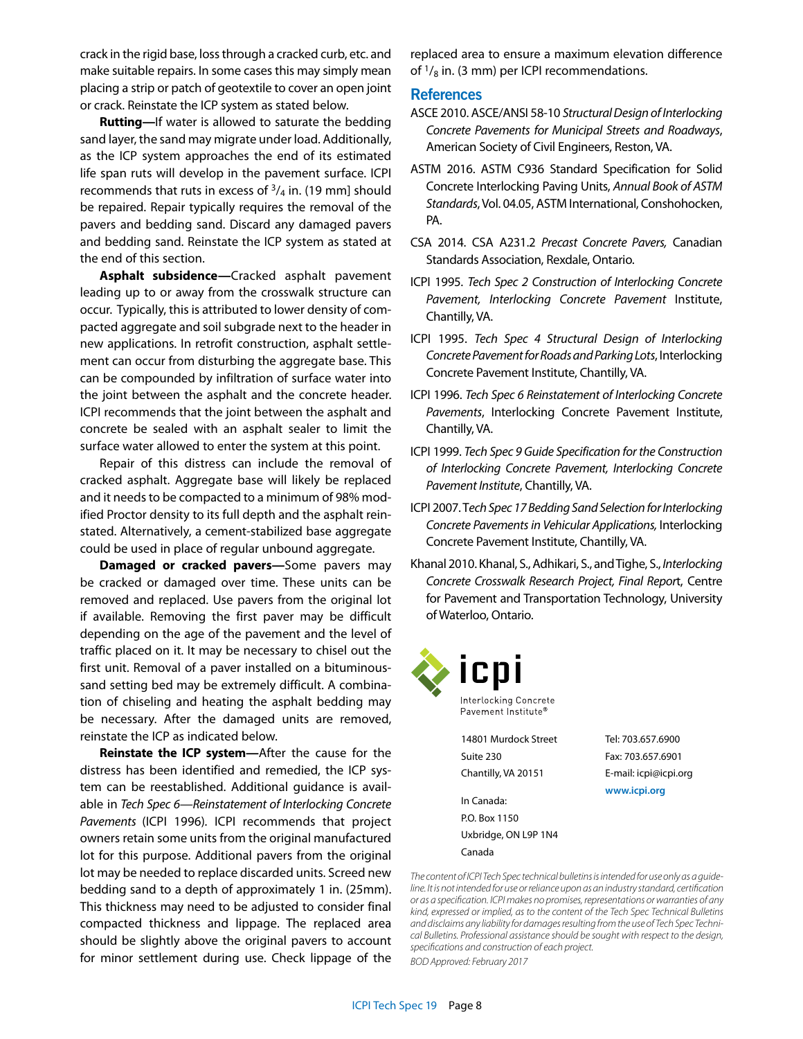crack in the rigid base, loss through a cracked curb, etc. and make suitable repairs. In some cases this may simply mean placing a strip or patch of geotextile to cover an open joint or crack. Reinstate the ICP system as stated below.

**Rutting—**If water is allowed to saturate the bedding sand layer, the sand may migrate under load. Additionally, as the ICP system approaches the end of its estimated life span ruts will develop in the pavement surface. ICPI recommends that ruts in excess of $^{3}/_{4}$ in. (19 mm] should be repaired. Repair typically requires the removal of the pavers and bedding sand. Discard any damaged pavers and bedding sand. Reinstate the ICP system as stated at the end of this section.

**Asphalt subsidence—**Cracked asphalt pavement leading up to or away from the crosswalk structure can occur. Typically, this is attributed to lower density of compacted aggregate and soil subgrade next to the header in new applications. In retrofit construction, asphalt settlement can occur from disturbing the aggregate base. This can be compounded by infiltration of surface water into the joint between the asphalt and the concrete header. ICPI recommends that the joint between the asphalt and concrete be sealed with an asphalt sealer to limit the surface water allowed to enter the system at this point.

Repair of this distress can include the removal of cracked asphalt. Aggregate base will likely be replaced and it needs to be compacted to a minimum of 98% modified Proctor density to its full depth and the asphalt reinstated. Alternatively, a cement-stabilized base aggregate could be used in place of regular unbound aggregate.

**Damaged or cracked pavers—**Some pavers may be cracked or damaged over time. These units can be removed and replaced. Use pavers from the original lot if available. Removing the first paver may be difficult depending on the age of the pavement and the level of traffic placed on it. It may be necessary to chisel out the first unit. Removal of a paver installed on a bituminous-sand setting bed may be extremely difficult. A combination of chiseling and heating the asphalt bedding may be necessary. After the damaged units are removed, reinstate the ICP as indicated below.

**Reinstate the ICP system—**After the cause for the distress has been identified and remedied, the ICP system can be reestablished. Additional guidance is available in *Tech Spec 6—Reinstatement of Interlocking Concrete Pavements* (ICPI 1996). ICPI recommends that project owners retain some units from the original manufactured lot for this purpose. Additional pavers from the original lot may be needed to replace discarded units. Screed new bedding sand to a depth of approximately 1 in. (25mm). This thickness may need to be adjusted to consider final compacted thickness and lippage. The replaced area should be slightly above the original pavers to account for minor settlement during use. Check lippage of the replaced area to ensure a maximum elevation difference of $^{1}/_{8}$ in. (3 mm) per ICPI recommendations.

## References

ASCE 2010. ASCE/ANSI 58-10 *Structural Design of Interlocking Concrete Pavements for Municipal Streets and Roadways*, American Society of Civil Engineers, Reston, VA.

ASTM 2016. ASTM C936 Standard Specification for Solid Concrete Interlocking Paving Units, *Annual Book of ASTM Standards*, Vol. 04.05, ASTM International, Conshohocken, PA.

CSA 2014. CSA A231.2 *Precast Concrete Pavers,* Canadian Standards Association, Rexdale, Ontario.

ICPI 1995. *Tech Spec 2 Construction of Interlocking Concrete Pavement, Interlocking Concrete Pavement* Institute, Chantilly, VA.

ICPI 1995. *Tech Spec 4 Structural Design of Interlocking Concrete Pavement for Roads and Parking Lots*, Interlocking Concrete Pavement Institute, Chantilly, VA.

ICPI 1996. *Tech Spec 6 Reinstatement of Interlocking Concrete Pavements*, Interlocking Concrete Pavement Institute, Chantilly, VA.

ICPI 1999. *Tech Spec 9 Guide Specification for the Construction of Interlocking Concrete Pavement, Interlocking Concrete Pavement Institute*, Chantilly, VA.

ICPI 2007. T*ech Spec 17 Bedding Sand Selection for Interlocking Concrete Pavements in Vehicular Applications,* Interlocking Concrete Pavement Institute, Chantilly, VA.

Khanal 2010. Khanal, S., Adhikari, S., and Tighe, S., *Interlocking Concrete Crosswalk Research Project, Final Repor*t, Centre for Pavement and Transportation Technology, University of Waterloo, Ontario.

icpi
Interlocking Concrete Pavement Institute®

14801 Murdock Street
Suite 230
Chantilly, VA 20151

In Canada:
P.O. Box 1150
Uxbridge, ON L9P 1N4
Canada

Tel: 703.657.6900
Fax: 703.657.6901
E-mail: icpi@icpi.org
**www.icpi.org**

*The content of ICPI Tech Spec technical bulletins is intended for use only as a guideline. It is not intended for use or reliance upon as an industry standard, certification or as a specification. ICPI makes no promises, representations or warranties of any kind, expressed or implied, as to the content of the Tech Spec Technical Bulletins and disclaims any liability for damages resulting from the use of Tech Spec Technical Bulletins. Professional assistance should be sought with respect to the design, specifications and construction of each project.*

*BOD Approved: February 2017*